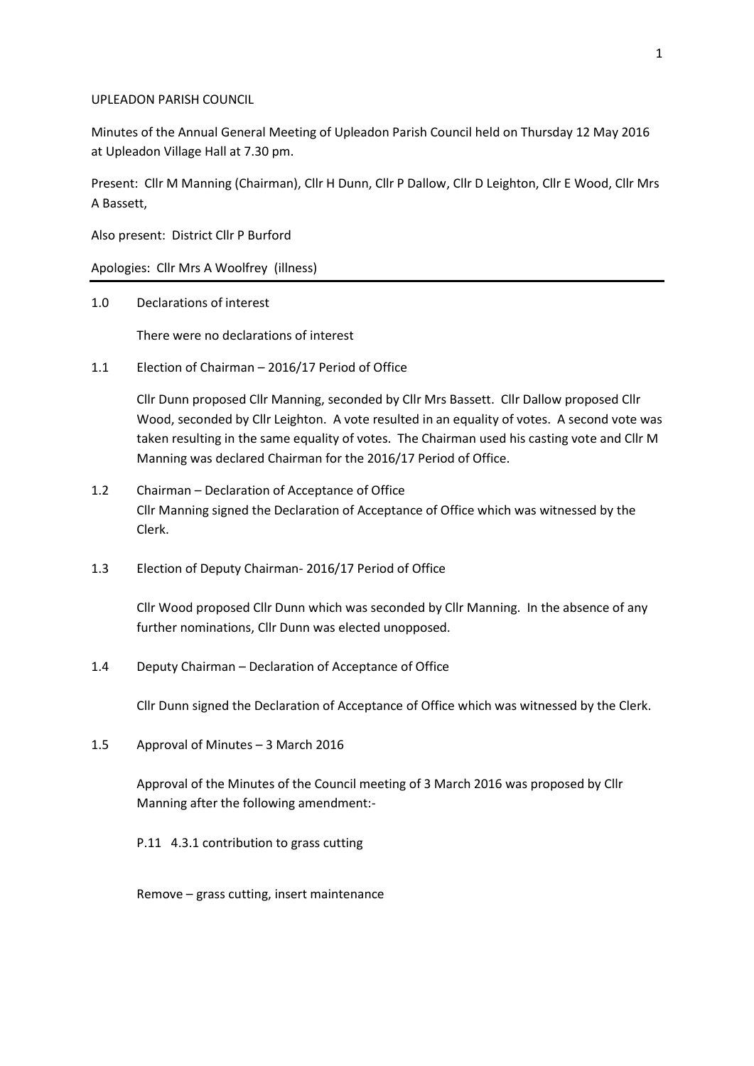UPLEADON PARISH COUNCIL

Minutes of the Annual General Meeting of Upleadon Parish Council held on Thursday 12 May 2016 at Upleadon Village Hall at 7.30 pm.

Present: Cllr M Manning (Chairman), Cllr H Dunn, Cllr P Dallow, Cllr D Leighton, Cllr E Wood, Cllr Mrs A Bassett,

Also present: District Cllr P Burford

Apologies: Cllr Mrs A Woolfrey (illness)

---

1.0 Declarations of interest

There were no declarations of interest

1.1 Election of Chairman – 2016/17 Period of Office

Cllr Dunn proposed Cllr Manning, seconded by Cllr Mrs Bassett. Cllr Dallow proposed Cllr Wood, seconded by Cllr Leighton. A vote resulted in an equality of votes. A second vote was taken resulting in the same equality of votes. The Chairman used his casting vote and Cllr M Manning was declared Chairman for the 2016/17 Period of Office.

1.2 Chairman – Declaration of Acceptance of Office

Cllr Manning signed the Declaration of Acceptance of Office which was witnessed by the Clerk.

1.3 Election of Deputy Chairman- 2016/17 Period of Office

Cllr Wood proposed Cllr Dunn which was seconded by Cllr Manning. In the absence of any further nominations, Cllr Dunn was elected unopposed.

1.4 Deputy Chairman – Declaration of Acceptance of Office

Cllr Dunn signed the Declaration of Acceptance of Office which was witnessed by the Clerk.

1.5 Approval of Minutes – 3 March 2016

Approval of the Minutes of the Council meeting of 3 March 2016 was proposed by Cllr Manning after the following amendment:-

P.11 4.3.1 contribution to grass cutting

Remove – grass cutting, insert maintenance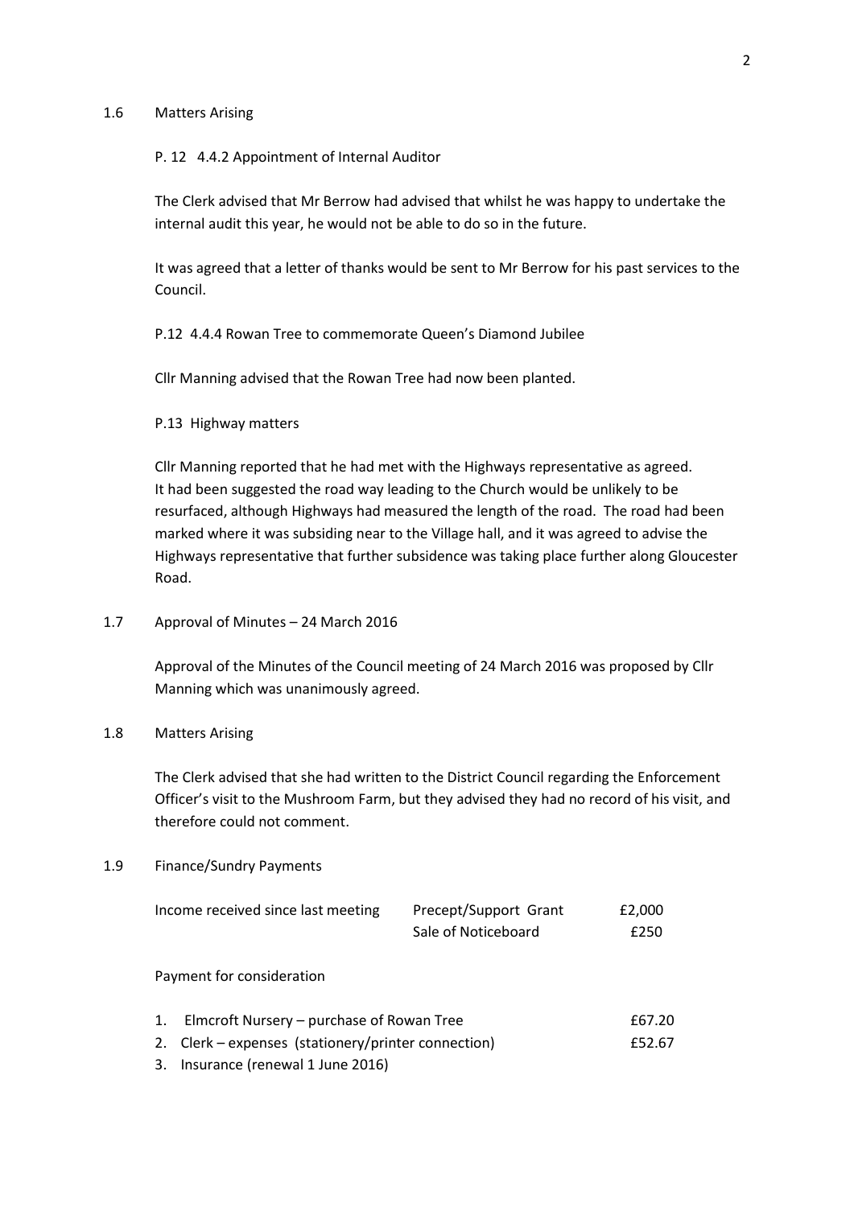## 1.6 Matters Arising

P. 12 4.4.2 Appointment of Internal Auditor

The Clerk advised that Mr Berrow had advised that whilst he was happy to undertake the internal audit this year, he would not be able to do so in the future.

It was agreed that a letter of thanks would be sent to Mr Berrow for his past services to the Council.

P.12 4.4.4 Rowan Tree to commemorate Queen's Diamond Jubilee

Cllr Manning advised that the Rowan Tree had now been planted.

P.13 Highway matters

Cllr Manning reported that he had met with the Highways representative as agreed. It had been suggested the road way leading to the Church would be unlikely to be resurfaced, although Highways had measured the length of the road. The road had been marked where it was subsiding near to the Village hall, and it was agreed to advise the Highways representative that further subsidence was taking place further along Gloucester Road.

## 1.7 Approval of Minutes – 24 March 2016

Approval of the Minutes of the Council meeting of 24 March 2016 was proposed by Cllr Manning which was unanimously agreed.

## 1.8 Matters Arising

The Clerk advised that she had written to the District Council regarding the Enforcement Officer's visit to the Mushroom Farm, but they advised they had no record of his visit, and therefore could not comment.

## 1.9 Finance/Sundry Payments

| Income received since last meeting | Precept/Support Grant | £2,000 |
|---|---|---|
| | Sale of Noticeboard | £250 |

Payment for consideration

1. Elmcroft Nursery – purchase of Rowan Tree £67.20
2. Clerk – expenses (stationery/printer connection) £52.67
3. Insurance (renewal 1 June 2016)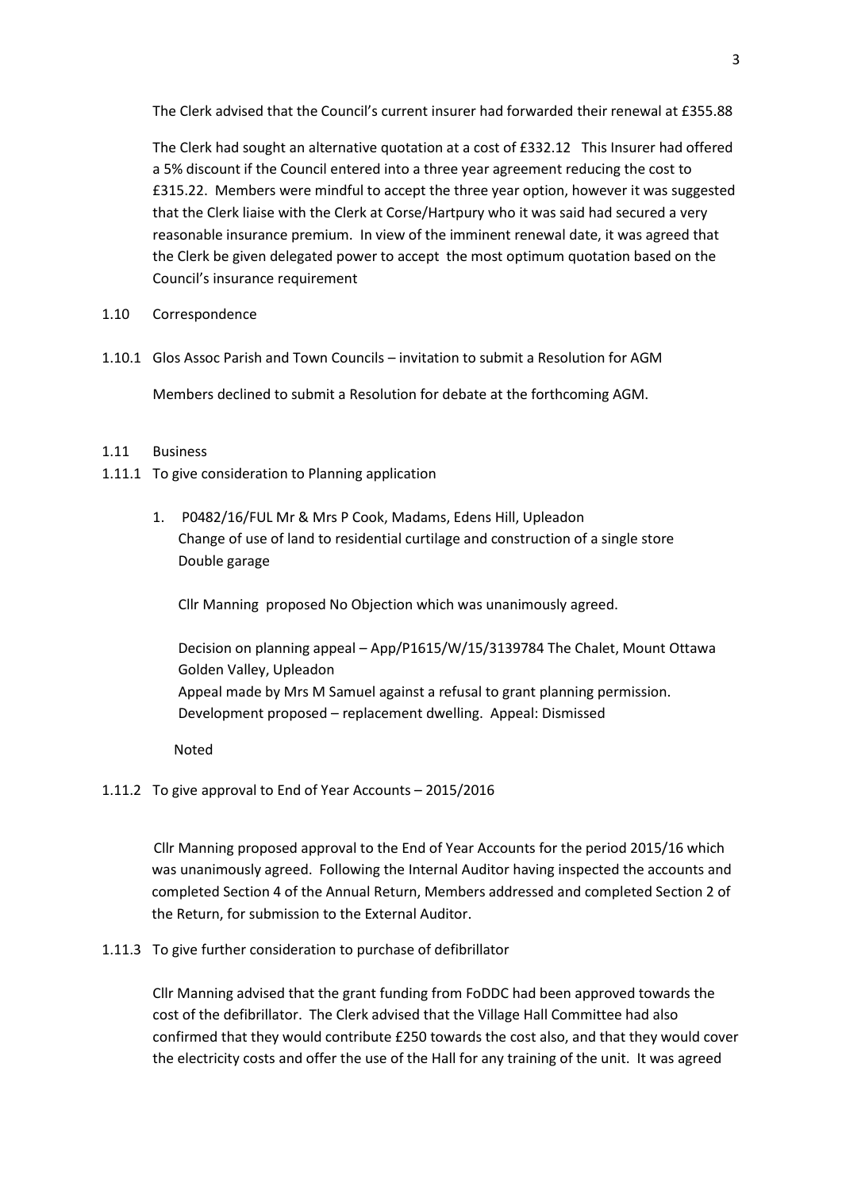The Clerk advised that the Council's current insurer had forwarded their renewal at £355.88

The Clerk had sought an alternative quotation at a cost of £332.12 This Insurer had offered a 5% discount if the Council entered into a three year agreement reducing the cost to £315.22. Members were mindful to accept the three year option, however it was suggested that the Clerk liaise with the Clerk at Corse/Hartpury who it was said had secured a very reasonable insurance premium. In view of the imminent renewal date, it was agreed that the Clerk be given delegated power to accept the most optimum quotation based on the Council's insurance requirement

1.10 Correspondence

1.10.1 Glos Assoc Parish and Town Councils – invitation to submit a Resolution for AGM

Members declined to submit a Resolution for debate at the forthcoming AGM.

1.11 Business

1.11.1 To give consideration to Planning application

1. P0482/16/FUL Mr & Mrs P Cook, Madams, Edens Hill, Upleadon
   Change of use of land to residential curtilage and construction of a single store
   Double garage

   Cllr Manning proposed No Objection which was unanimously agreed.

   Decision on planning appeal – App/P1615/W/15/3139784 The Chalet, Mount Ottawa Golden Valley, Upleadon
   Appeal made by Mrs M Samuel against a refusal to grant planning permission.
   Development proposed – replacement dwelling. Appeal: Dismissed

   Noted

1.11.2 To give approval to End of Year Accounts – 2015/2016

Cllr Manning proposed approval to the End of Year Accounts for the period 2015/16 which was unanimously agreed. Following the Internal Auditor having inspected the accounts and completed Section 4 of the Annual Return, Members addressed and completed Section 2 of the Return, for submission to the External Auditor.

1.11.3 To give further consideration to purchase of defibrillator

Cllr Manning advised that the grant funding from FoDDC had been approved towards the cost of the defibrillator. The Clerk advised that the Village Hall Committee had also confirmed that they would contribute £250 towards the cost also, and that they would cover the electricity costs and offer the use of the Hall for any training of the unit. It was agreed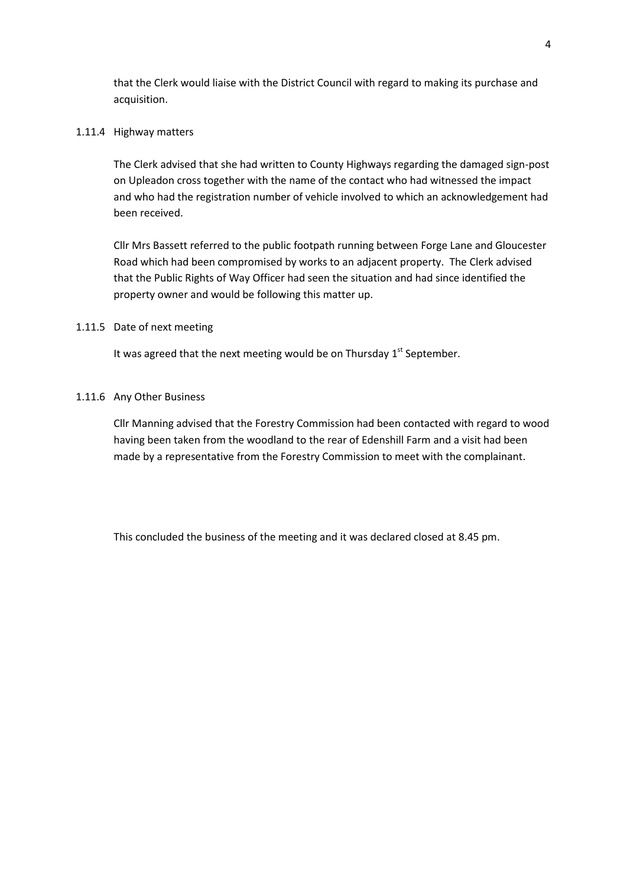that the Clerk would liaise with the District Council with regard to making its purchase and acquisition.

1.11.4 Highway matters

The Clerk advised that she had written to County Highways regarding the damaged sign-post on Upleadon cross together with the name of the contact who had witnessed the impact and who had the registration number of vehicle involved to which an acknowledgement had been received.

Cllr Mrs Bassett referred to the public footpath running between Forge Lane and Gloucester Road which had been compromised by works to an adjacent property. The Clerk advised that the Public Rights of Way Officer had seen the situation and had since identified the property owner and would be following this matter up.

1.11.5 Date of next meeting

It was agreed that the next meeting would be on Thursday 1st September.

1.11.6 Any Other Business

Cllr Manning advised that the Forestry Commission had been contacted with regard to wood having been taken from the woodland to the rear of Edenshill Farm and a visit had been made by a representative from the Forestry Commission to meet with the complainant.

This concluded the business of the meeting and it was declared closed at 8.45 pm.